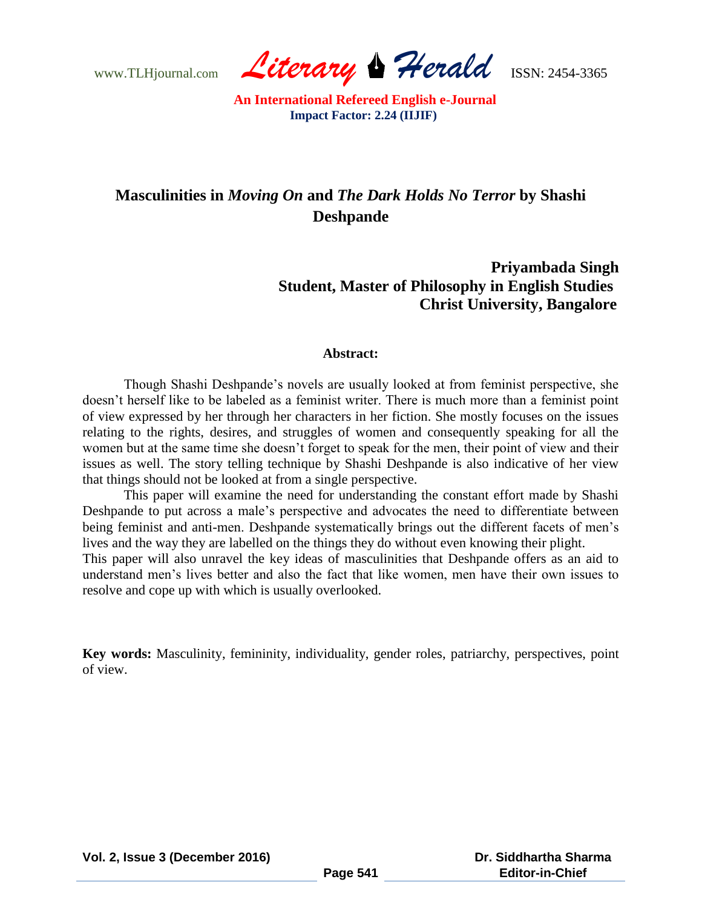# Masculinities in *Moving On* and *The Dark Holds No Terror* by Shashi Deshpande

**Priyambada Singh**
**Student, Master of Philosophy in English Studies**
**Christ University, Bangalore**

### Abstract:

Though Shashi Deshpande's novels are usually looked at from feminist perspective, she doesn't herself like to be labeled as a feminist writer. There is much more than a feminist point of view expressed by her through her characters in her fiction. She mostly focuses on the issues relating to the rights, desires, and struggles of women and consequently speaking for all the women but at the same time she doesn't forget to speak for the men, their point of view and their issues as well. The story telling technique by Shashi Deshpande is also indicative of her view that things should not be looked at from a single perspective.

This paper will examine the need for understanding the constant effort made by Shashi Deshpande to put across a male's perspective and advocates the need to differentiate between being feminist and anti-men. Deshpande systematically brings out the different facets of men's lives and the way they are labelled on the things they do without even knowing their plight.

This paper will also unravel the key ideas of masculinities that Deshpande offers as an aid to understand men's lives better and also the fact that like women, men have their own issues to resolve and cope up with which is usually overlooked.

**Key words:** Masculinity, femininity, individuality, gender roles, patriarchy, perspectives, point of view.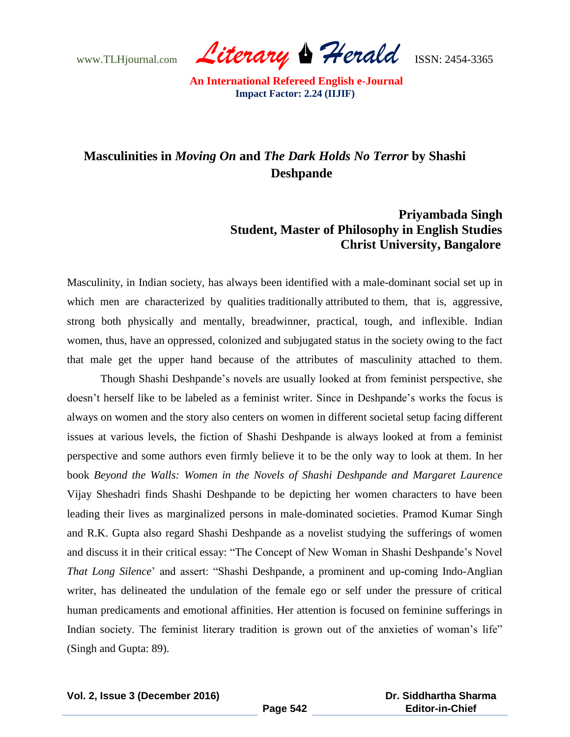# Masculinities in *Moving On* and *The Dark Holds No Terror* by Shashi Deshpande

**Priyambada Singh**
**Student, Master of Philosophy in English Studies**
**Christ University, Bangalore**

Masculinity, in Indian society, has always been identified with a male-dominant social set up in which men are characterized by qualities traditionally attributed to them, that is, aggressive, strong both physically and mentally, breadwinner, practical, tough, and inflexible. Indian women, thus, have an oppressed, colonized and subjugated status in the society owing to the fact that male get the upper hand because of the attributes of masculinity attached to them.

Though Shashi Deshpande's novels are usually looked at from feminist perspective, she doesn't herself like to be labeled as a feminist writer. Since in Deshpande's works the focus is always on women and the story also centers on women in different societal setup facing different issues at various levels, the fiction of Shashi Deshpande is always looked at from a feminist perspective and some authors even firmly believe it to be the only way to look at them. In her book *Beyond the Walls: Women in the Novels of Shashi Deshpande and Margaret Laurence* Vijay Sheshadri finds Shashi Deshpande to be depicting her women characters to have been leading their lives as marginalized persons in male-dominated societies. Pramod Kumar Singh and R.K. Gupta also regard Shashi Deshpande as a novelist studying the sufferings of women and discuss it in their critical essay: "The Concept of New Woman in Shashi Deshpande's Novel *That Long Silence*' and assert: "Shashi Deshpande, a prominent and up-coming Indo-Anglian writer, has delineated the undulation of the female ego or self under the pressure of critical human predicaments and emotional affinities. Her attention is focused on feminine sufferings in Indian society. The feminist literary tradition is grown out of the anxieties of woman's life" (Singh and Gupta: 89).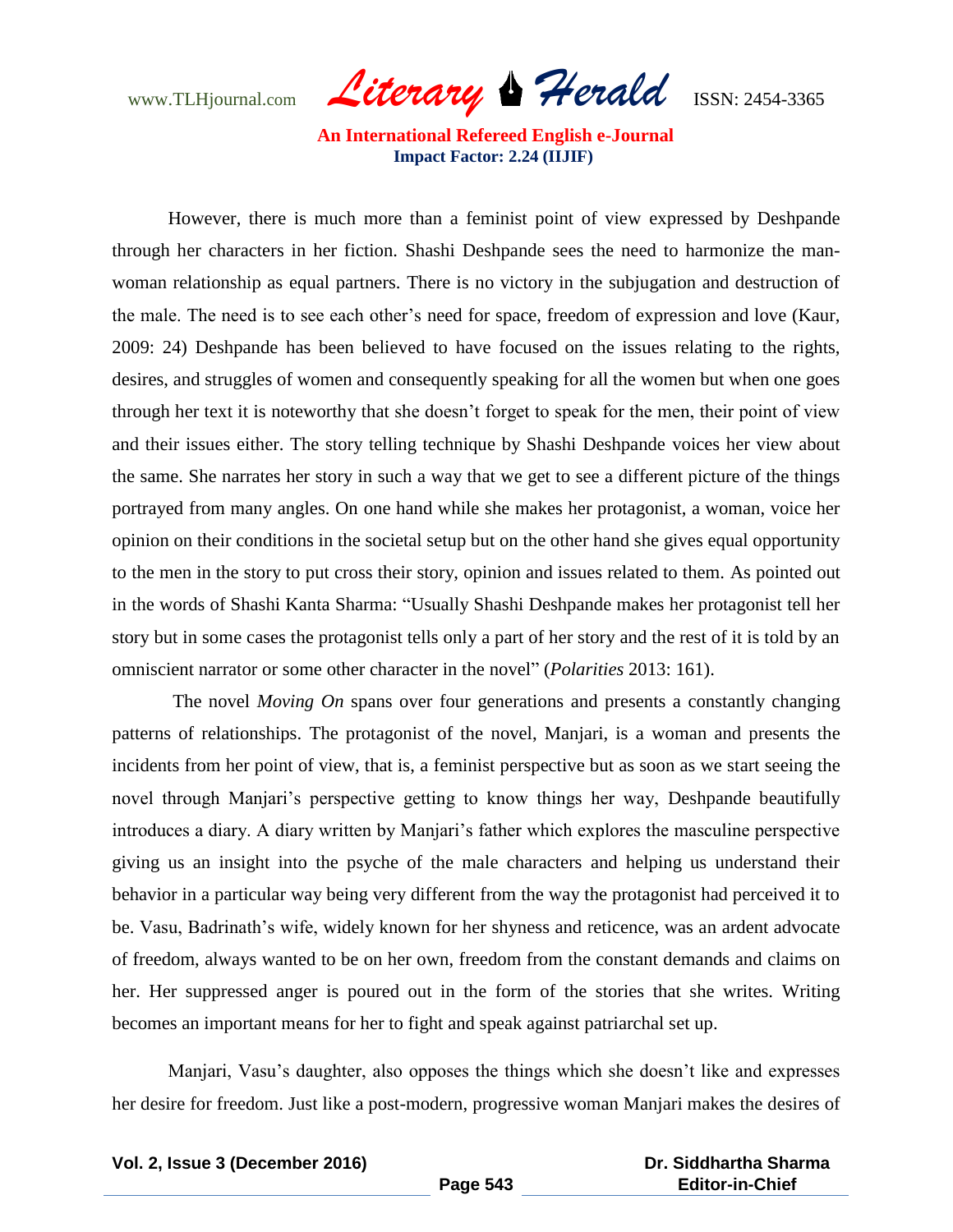However, there is much more than a feminist point of view expressed by Deshpande through her characters in her fiction. Shashi Deshpande sees the need to harmonize the man-woman relationship as equal partners. There is no victory in the subjugation and destruction of the male. The need is to see each other's need for space, freedom of expression and love (Kaur, 2009: 24) Deshpande has been believed to have focused on the issues relating to the rights, desires, and struggles of women and consequently speaking for all the women but when one goes through her text it is noteworthy that she doesn't forget to speak for the men, their point of view and their issues either. The story telling technique by Shashi Deshpande voices her view about the same. She narrates her story in such a way that we get to see a different picture of the things portrayed from many angles. On one hand while she makes her protagonist, a woman, voice her opinion on their conditions in the societal setup but on the other hand she gives equal opportunity to the men in the story to put cross their story, opinion and issues related to them. As pointed out in the words of Shashi Kanta Sharma: "Usually Shashi Deshpande makes her protagonist tell her story but in some cases the protagonist tells only a part of her story and the rest of it is told by an omniscient narrator or some other character in the novel" (*Polarities* 2013: 161).

The novel *Moving On* spans over four generations and presents a constantly changing patterns of relationships. The protagonist of the novel, Manjari, is a woman and presents the incidents from her point of view, that is, a feminist perspective but as soon as we start seeing the novel through Manjari's perspective getting to know things her way, Deshpande beautifully introduces a diary. A diary written by Manjari's father which explores the masculine perspective giving us an insight into the psyche of the male characters and helping us understand their behavior in a particular way being very different from the way the protagonist had perceived it to be. Vasu, Badrinath's wife, widely known for her shyness and reticence, was an ardent advocate of freedom, always wanted to be on her own, freedom from the constant demands and claims on her. Her suppressed anger is poured out in the form of the stories that she writes. Writing becomes an important means for her to fight and speak against patriarchal set up.

Manjari, Vasu's daughter, also opposes the things which she doesn't like and expresses her desire for freedom. Just like a post-modern, progressive woman Manjari makes the desires of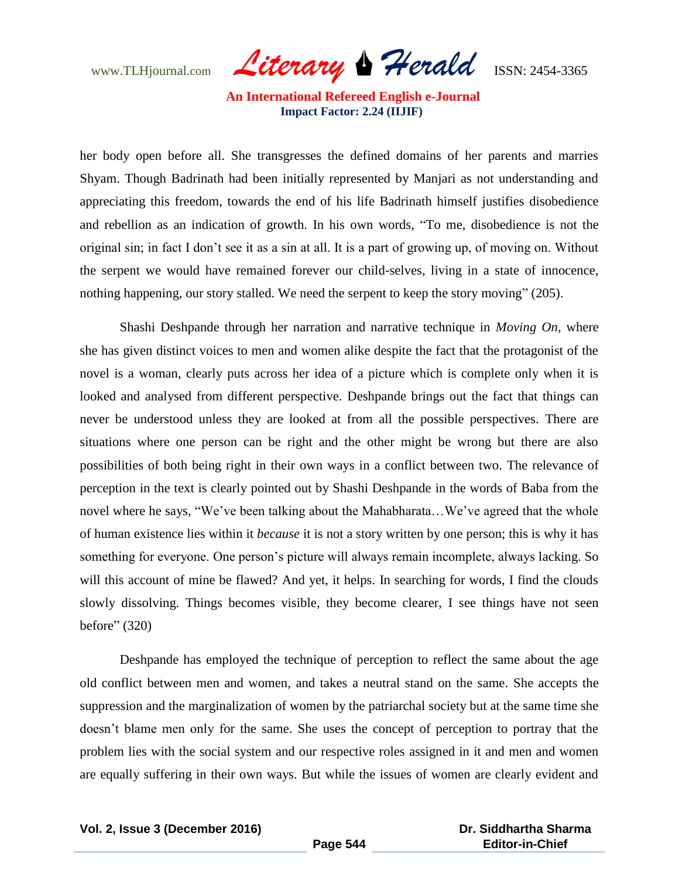her body open before all. She transgresses the defined domains of her parents and marries Shyam. Though Badrinath had been initially represented by Manjari as not understanding and appreciating this freedom, towards the end of his life Badrinath himself justifies disobedience and rebellion as an indication of growth. In his own words, "To me, disobedience is not the original sin; in fact I don't see it as a sin at all. It is a part of growing up, of moving on. Without the serpent we would have remained forever our child-selves, living in a state of innocence, nothing happening, our story stalled. We need the serpent to keep the story moving" (205).

Shashi Deshpande through her narration and narrative technique in *Moving On*, where she has given distinct voices to men and women alike despite the fact that the protagonist of the novel is a woman, clearly puts across her idea of a picture which is complete only when it is looked and analysed from different perspective. Deshpande brings out the fact that things can never be understood unless they are looked at from all the possible perspectives. There are situations where one person can be right and the other might be wrong but there are also possibilities of both being right in their own ways in a conflict between two. The relevance of perception in the text is clearly pointed out by Shashi Deshpande in the words of Baba from the novel where he says, "We've been talking about the Mahabharata…We've agreed that the whole of human existence lies within it *because* it is not a story written by one person; this is why it has something for everyone. One person's picture will always remain incomplete, always lacking. So will this account of mine be flawed? And yet, it helps. In searching for words, I find the clouds slowly dissolving. Things becomes visible, they become clearer, I see things have not seen before" (320)

Deshpande has employed the technique of perception to reflect the same about the age old conflict between men and women, and takes a neutral stand on the same. She accepts the suppression and the marginalization of women by the patriarchal society but at the same time she doesn't blame men only for the same. She uses the concept of perception to portray that the problem lies with the social system and our respective roles assigned in it and men and women are equally suffering in their own ways. But while the issues of women are clearly evident and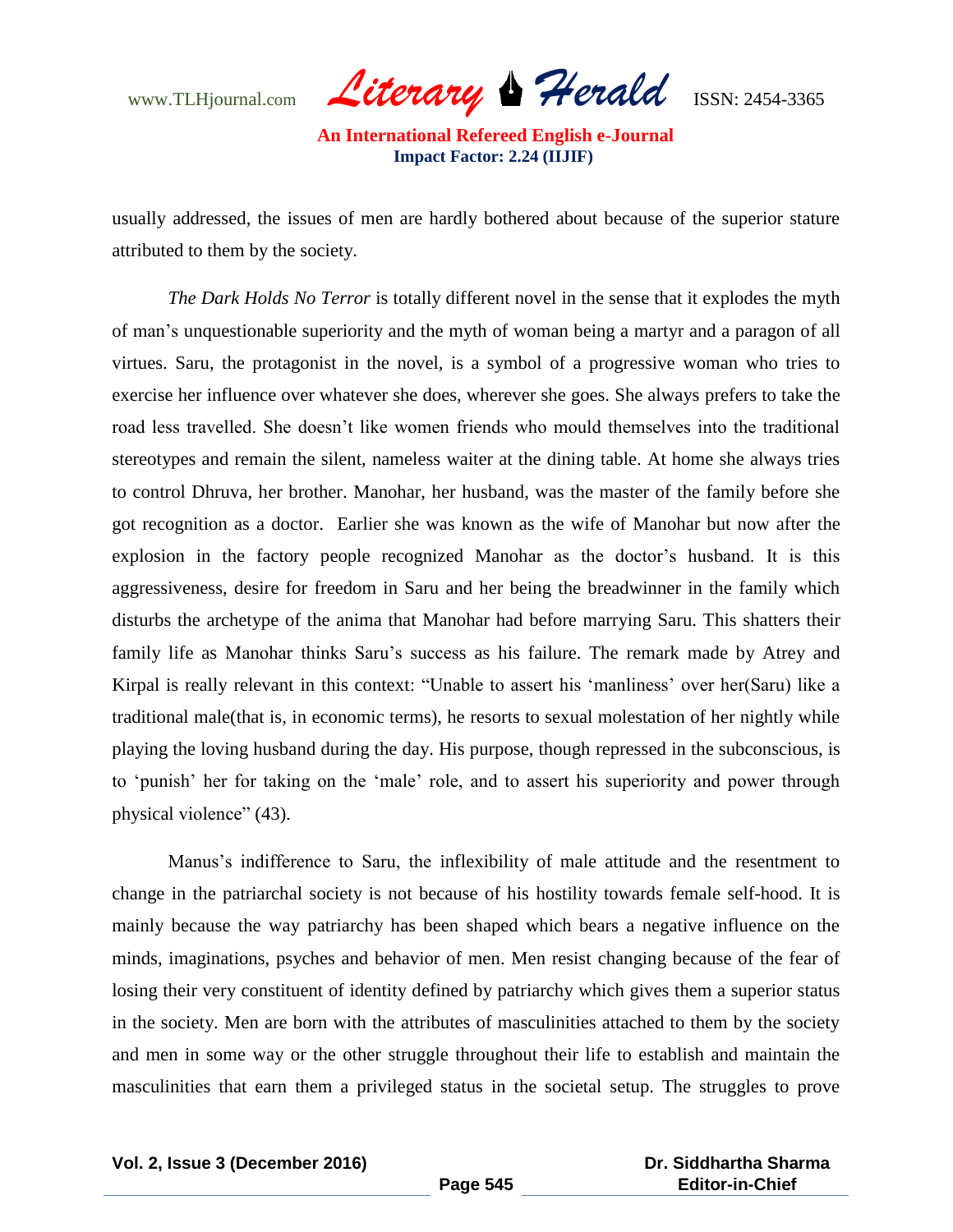usually addressed, the issues of men are hardly bothered about because of the superior stature attributed to them by the society.

*The Dark Holds No Terror* is totally different novel in the sense that it explodes the myth of man's unquestionable superiority and the myth of woman being a martyr and a paragon of all virtues. Saru, the protagonist in the novel, is a symbol of a progressive woman who tries to exercise her influence over whatever she does, wherever she goes. She always prefers to take the road less travelled. She doesn't like women friends who mould themselves into the traditional stereotypes and remain the silent, nameless waiter at the dining table. At home she always tries to control Dhruva, her brother. Manohar, her husband, was the master of the family before she got recognition as a doctor. Earlier she was known as the wife of Manohar but now after the explosion in the factory people recognized Manohar as the doctor's husband. It is this aggressiveness, desire for freedom in Saru and her being the breadwinner in the family which disturbs the archetype of the anima that Manohar had before marrying Saru. This shatters their family life as Manohar thinks Saru's success as his failure. The remark made by Atrey and Kirpal is really relevant in this context: "Unable to assert his 'manliness' over her(Saru) like a traditional male(that is, in economic terms), he resorts to sexual molestation of her nightly while playing the loving husband during the day. His purpose, though repressed in the subconscious, is to 'punish' her for taking on the 'male' role, and to assert his superiority and power through physical violence" (43).

Manus's indifference to Saru, the inflexibility of male attitude and the resentment to change in the patriarchal society is not because of his hostility towards female self-hood. It is mainly because the way patriarchy has been shaped which bears a negative influence on the minds, imaginations, psyches and behavior of men. Men resist changing because of the fear of losing their very constituent of identity defined by patriarchy which gives them a superior status in the society. Men are born with the attributes of masculinities attached to them by the society and men in some way or the other struggle throughout their life to establish and maintain the masculinities that earn them a privileged status in the societal setup. The struggles to prove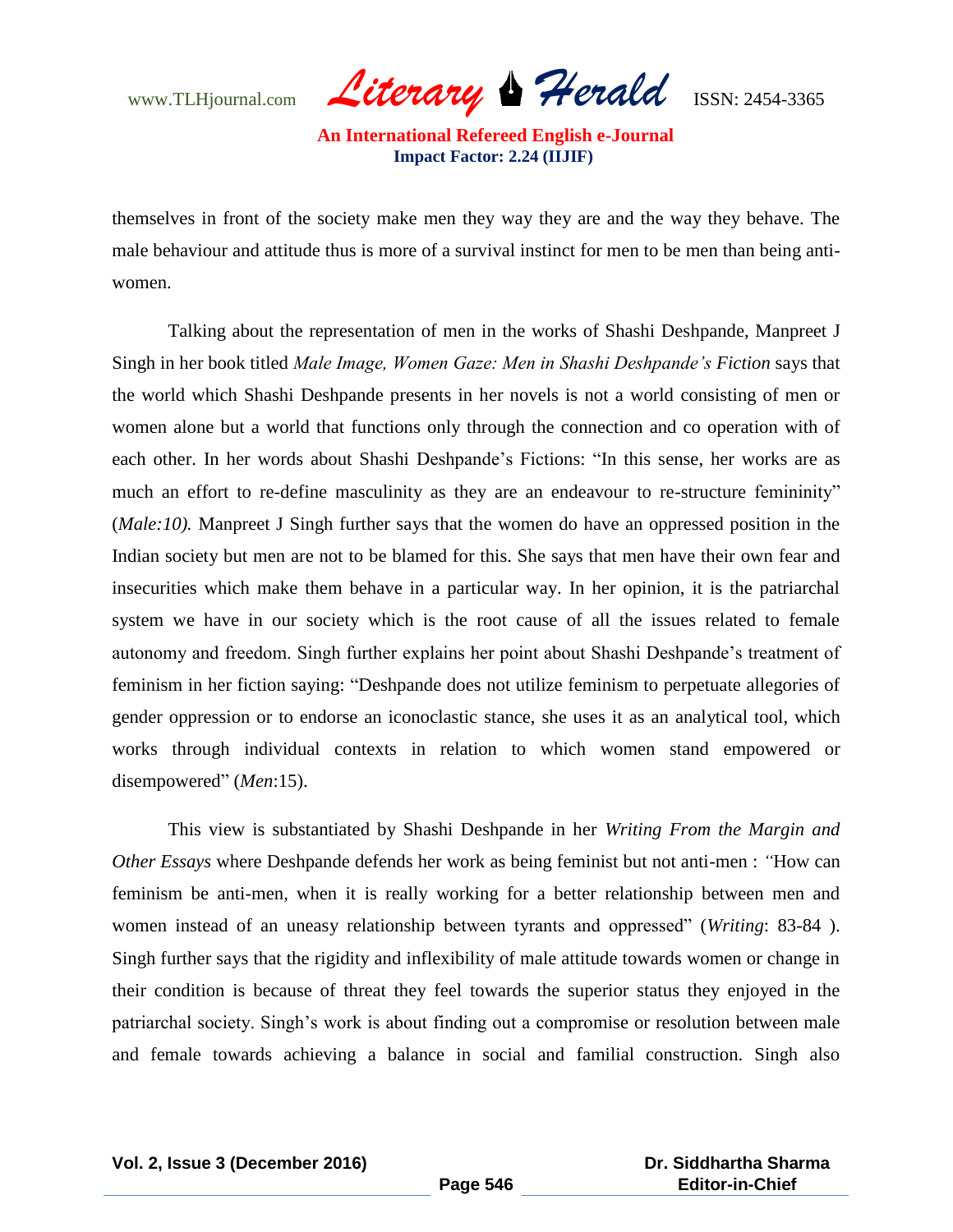themselves in front of the society make men they way they are and the way they behave. The male behaviour and attitude thus is more of a survival instinct for men to be men than being anti-women.

Talking about the representation of men in the works of Shashi Deshpande, Manpreet J Singh in her book titled *Male Image, Women Gaze: Men in Shashi Deshpande's Fiction* says that the world which Shashi Deshpande presents in her novels is not a world consisting of men or women alone but a world that functions only through the connection and co operation with of each other. In her words about Shashi Deshpande's Fictions: "In this sense, her works are as much an effort to re-define masculinity as they are an endeavour to re-structure femininity" (*Male:10).* Manpreet J Singh further says that the women do have an oppressed position in the Indian society but men are not to be blamed for this. She says that men have their own fear and insecurities which make them behave in a particular way. In her opinion, it is the patriarchal system we have in our society which is the root cause of all the issues related to female autonomy and freedom. Singh further explains her point about Shashi Deshpande's treatment of feminism in her fiction saying: "Deshpande does not utilize feminism to perpetuate allegories of gender oppression or to endorse an iconoclastic stance, she uses it as an analytical tool, which works through individual contexts in relation to which women stand empowered or disempowered" (*Men*:15).

This view is substantiated by Shashi Deshpande in her *Writing From the Margin and Other Essays* where Deshpande defends her work as being feminist but not anti-men : *"*How can feminism be anti-men, when it is really working for a better relationship between men and women instead of an uneasy relationship between tyrants and oppressed" (*Writing*: 83-84 ). Singh further says that the rigidity and inflexibility of male attitude towards women or change in their condition is because of threat they feel towards the superior status they enjoyed in the patriarchal society. Singh's work is about finding out a compromise or resolution between male and female towards achieving a balance in social and familial construction. Singh also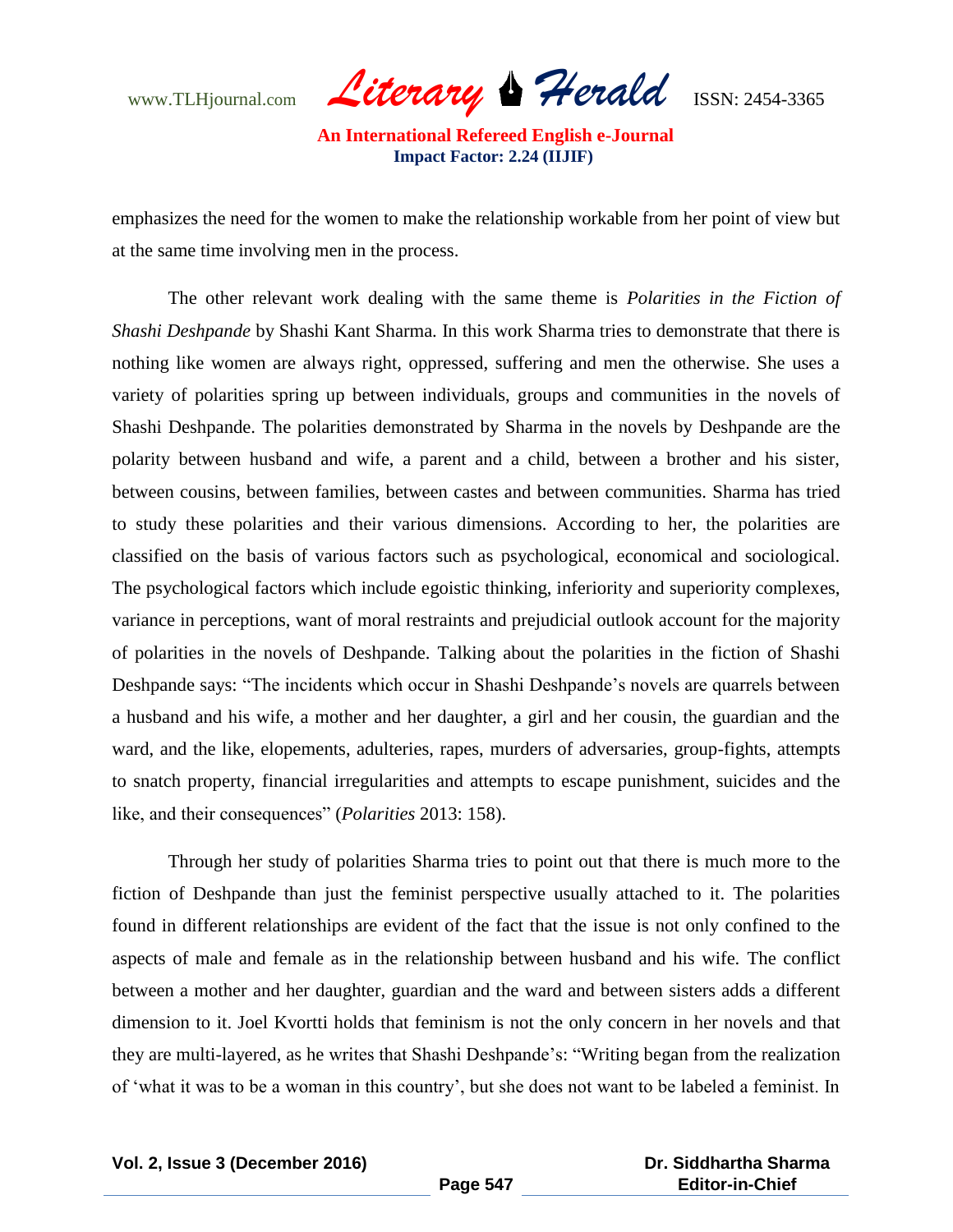emphasizes the need for the women to make the relationship workable from her point of view but at the same time involving men in the process.

The other relevant work dealing with the same theme is *Polarities in the Fiction of Shashi Deshpande* by Shashi Kant Sharma. In this work Sharma tries to demonstrate that there is nothing like women are always right, oppressed, suffering and men the otherwise. She uses a variety of polarities spring up between individuals, groups and communities in the novels of Shashi Deshpande. The polarities demonstrated by Sharma in the novels by Deshpande are the polarity between husband and wife, a parent and a child, between a brother and his sister, between cousins, between families, between castes and between communities. Sharma has tried to study these polarities and their various dimensions. According to her, the polarities are classified on the basis of various factors such as psychological, economical and sociological. The psychological factors which include egoistic thinking, inferiority and superiority complexes, variance in perceptions, want of moral restraints and prejudicial outlook account for the majority of polarities in the novels of Deshpande. Talking about the polarities in the fiction of Shashi Deshpande says: "The incidents which occur in Shashi Deshpande's novels are quarrels between a husband and his wife, a mother and her daughter, a girl and her cousin, the guardian and the ward, and the like, elopements, adulteries, rapes, murders of adversaries, group-fights, attempts to snatch property, financial irregularities and attempts to escape punishment, suicides and the like, and their consequences" (*Polarities* 2013: 158).

Through her study of polarities Sharma tries to point out that there is much more to the fiction of Deshpande than just the feminist perspective usually attached to it. The polarities found in different relationships are evident of the fact that the issue is not only confined to the aspects of male and female as in the relationship between husband and his wife. The conflict between a mother and her daughter, guardian and the ward and between sisters adds a different dimension to it. Joel Kvortti holds that feminism is not the only concern in her novels and that they are multi-layered, as he writes that Shashi Deshpande's: "Writing began from the realization of 'what it was to be a woman in this country', but she does not want to be labeled a feminist. In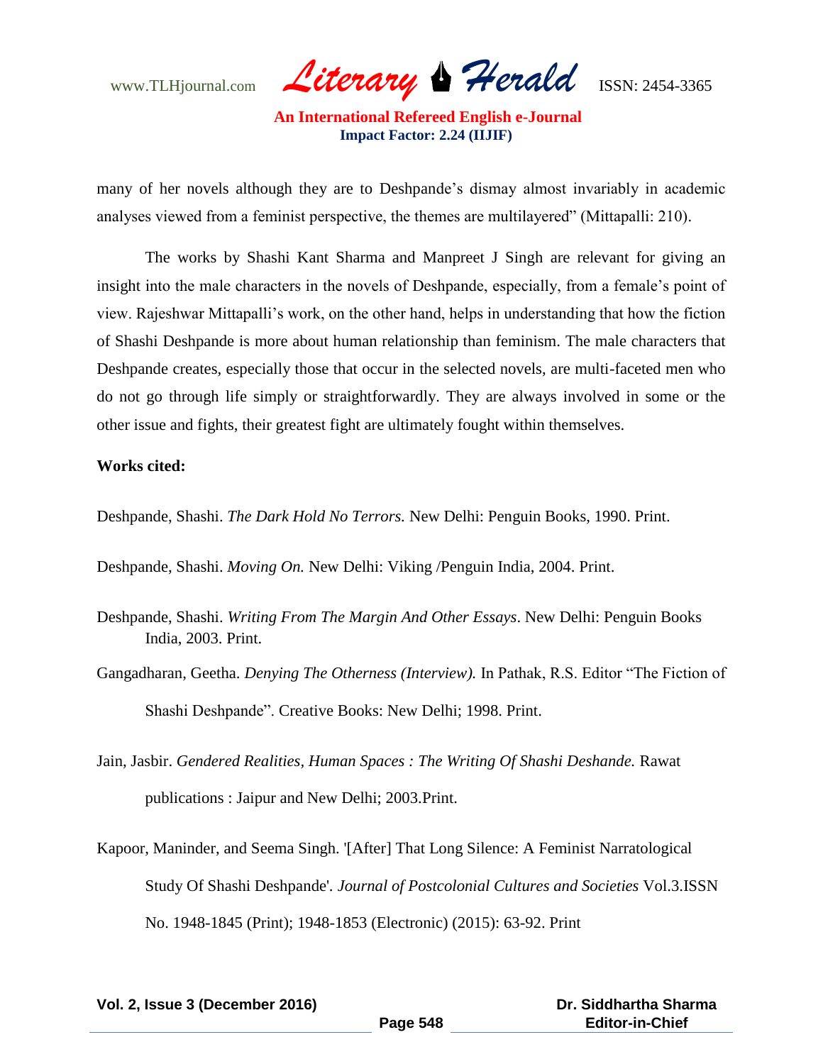many of her novels although they are to Deshpande's dismay almost invariably in academic analyses viewed from a feminist perspective, the themes are multilayered" (Mittapalli: 210).

The works by Shashi Kant Sharma and Manpreet J Singh are relevant for giving an insight into the male characters in the novels of Deshpande, especially, from a female's point of view. Rajeshwar Mittapalli's work, on the other hand, helps in understanding that how the fiction of Shashi Deshpande is more about human relationship than feminism. The male characters that Deshpande creates, especially those that occur in the selected novels, are multi-faceted men who do not go through life simply or straightforwardly. They are always involved in some or the other issue and fights, their greatest fight are ultimately fought within themselves.

**Works cited:**

Deshpande, Shashi. *The Dark Hold No Terrors.* New Delhi: Penguin Books, 1990. Print.

Deshpande, Shashi. *Moving On.* New Delhi: Viking /Penguin India, 2004. Print.

Deshpande, Shashi. *Writing From The Margin And Other Essays*. New Delhi: Penguin Books India, 2003. Print.

Gangadharan, Geetha. *Denying The Otherness (Interview).* In Pathak, R.S. Editor "The Fiction of Shashi Deshpande". Creative Books: New Delhi; 1998. Print.

Jain, Jasbir. *Gendered Realities, Human Spaces : The Writing Of Shashi Deshande.* Rawat publications : Jaipur and New Delhi; 2003.Print.

Kapoor, Maninder, and Seema Singh. '[After] That Long Silence: A Feminist Narratological Study Of Shashi Deshpande'. *Journal of Postcolonial Cultures and Societies* Vol.3.ISSN No. 1948-1845 (Print); 1948-1853 (Electronic) (2015): 63-92. Print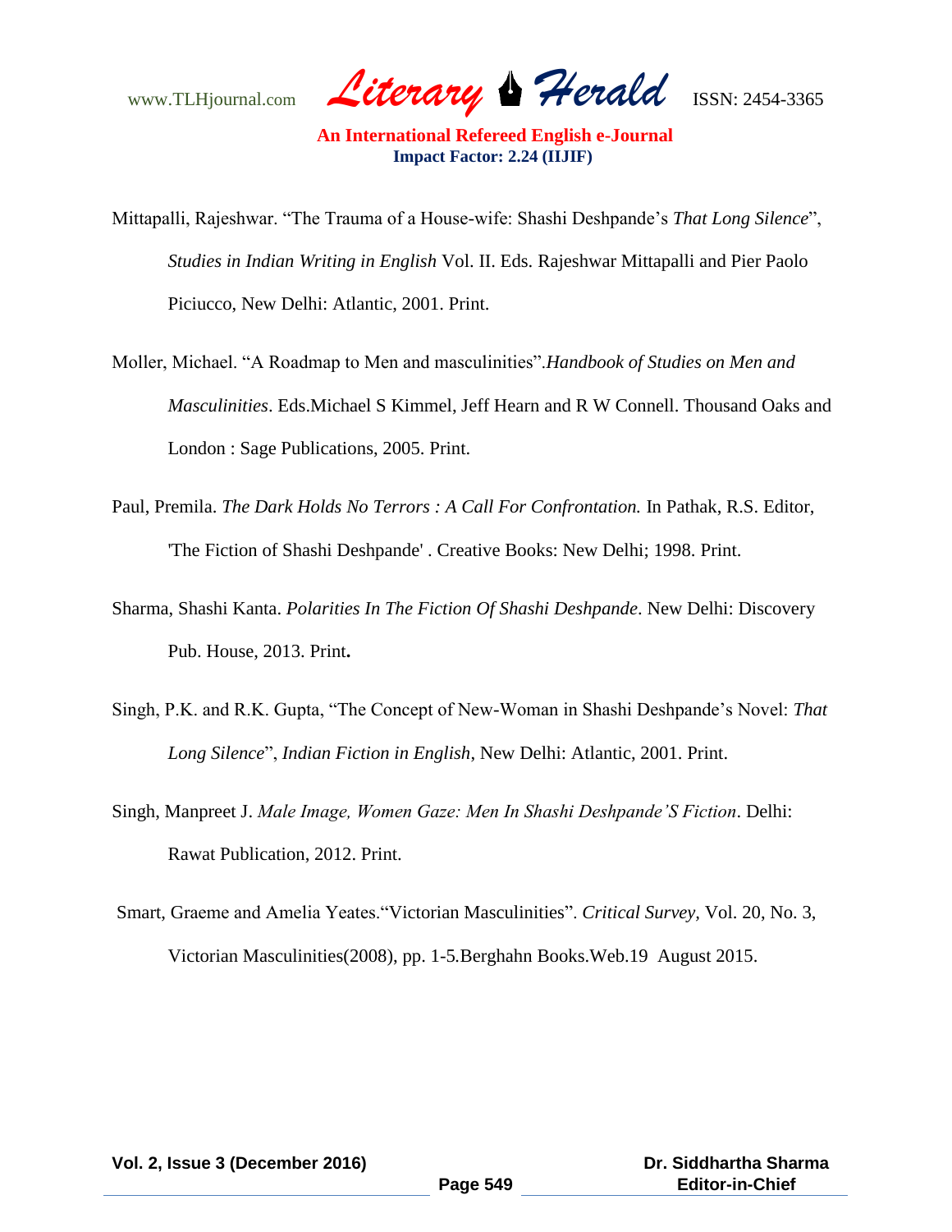Mittapalli, Rajeshwar. “The Trauma of a House-wife: Shashi Deshpande’s *That Long Silence*”, *Studies in Indian Writing in English* Vol. II. Eds. Rajeshwar Mittapalli and Pier Paolo Piciucco, New Delhi: Atlantic, 2001. Print.

Moller, Michael. “A Roadmap to Men and masculinities”.*Handbook of Studies on Men and Masculinities*. Eds.Michael S Kimmel, Jeff Hearn and R W Connell. Thousand Oaks and London : Sage Publications, 2005. Print.

Paul, Premila. *The Dark Holds No Terrors : A Call For Confrontation.* In Pathak, R.S. Editor, 'The Fiction of Shashi Deshpande' . Creative Books: New Delhi; 1998. Print.

Sharma, Shashi Kanta. *Polarities In The Fiction Of Shashi Deshpande*. New Delhi: Discovery Pub. House, 2013. Print**.**

Singh, P.K. and R.K. Gupta, “The Concept of New-Woman in Shashi Deshpande’s Novel: *That Long Silence*”, *Indian Fiction in English*, New Delhi: Atlantic, 2001. Print.

Singh, Manpreet J. *Male Image, Women Gaze: Men In Shashi Deshpande’S Fiction*. Delhi: Rawat Publication, 2012. Print.

Smart, Graeme and Amelia Yeates.“Victorian Masculinities”. *Critical Survey*, Vol. 20, No. 3, Victorian Masculinities(2008), pp. 1-5.Berghahn Books.Web.19 August 2015.